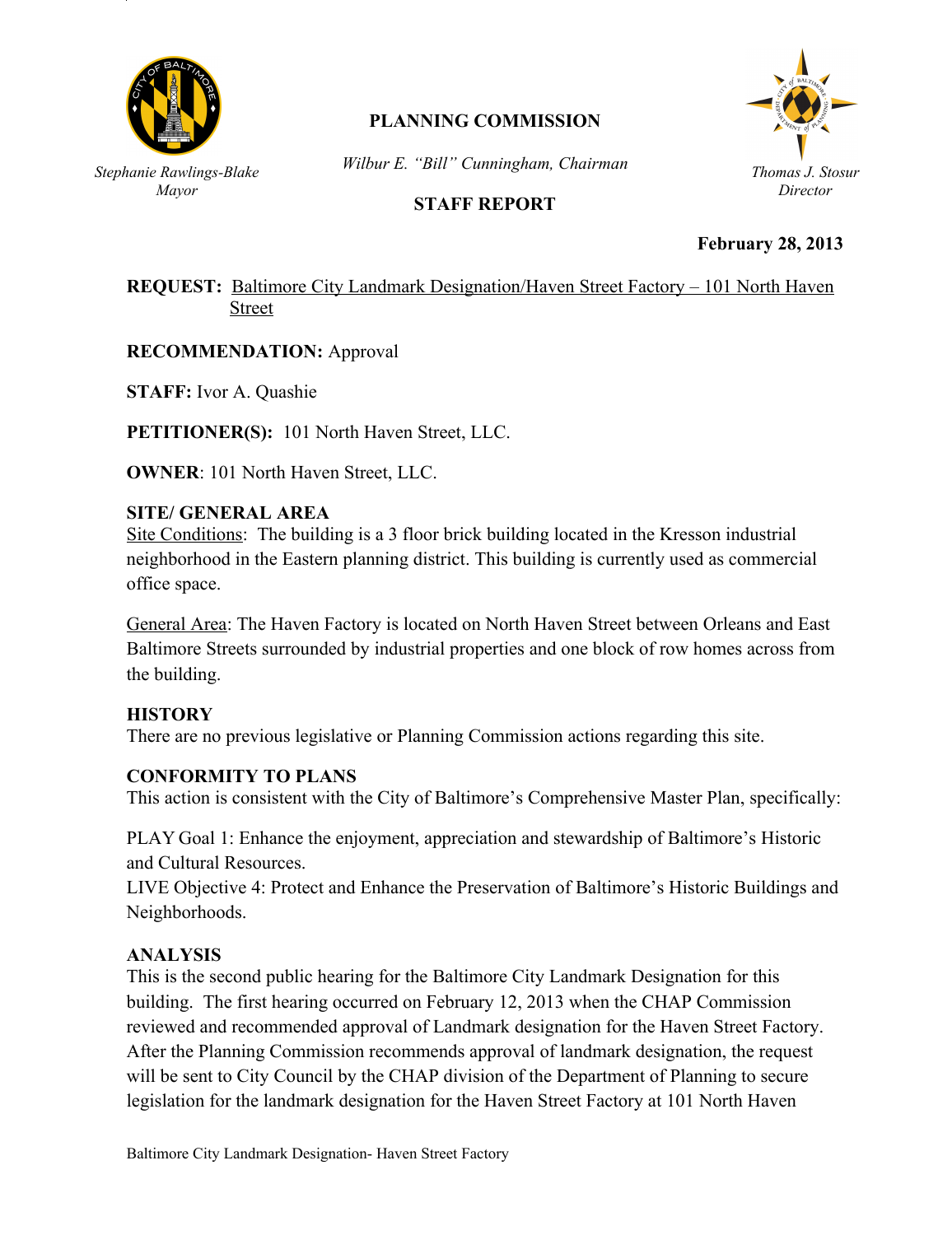Stephanie Rawlings-Blake
*Mayor*

# PLANNING COMMISSION

*Wilbur E. "Bill" Cunningham, Chairman*

Thomas J. Stosur
*Director*

## STAFF REPORT

**February 28, 2013**

**REQUEST:** Baltimore City Landmark Designation/Haven Street Factory – 101 North Haven Street

**RECOMMENDATION:** Approval

**STAFF:** Ivor A. Quashie

**PETITIONER(S):** 101 North Haven Street, LLC.

**OWNER**: 101 North Haven Street, LLC.

### SITE/ GENERAL AREA

Site Conditions: The building is a 3 floor brick building located in the Kresson industrial neighborhood in the Eastern planning district. This building is currently used as commercial office space.

General Area: The Haven Factory is located on North Haven Street between Orleans and East Baltimore Streets surrounded by industrial properties and one block of row homes across from the building.

### HISTORY

There are no previous legislative or Planning Commission actions regarding this site.

### CONFORMITY TO PLANS

This action is consistent with the City of Baltimore's Comprehensive Master Plan, specifically:

PLAY Goal 1: Enhance the enjoyment, appreciation and stewardship of Baltimore's Historic and Cultural Resources.
LIVE Objective 4: Protect and Enhance the Preservation of Baltimore's Historic Buildings and Neighborhoods.

### ANALYSIS

This is the second public hearing for the Baltimore City Landmark Designation for this building. The first hearing occurred on February 12, 2013 when the CHAP Commission reviewed and recommended approval of Landmark designation for the Haven Street Factory. After the Planning Commission recommends approval of landmark designation, the request will be sent to City Council by the CHAP division of the Department of Planning to secure legislation for the landmark designation for the Haven Street Factory at 101 North Haven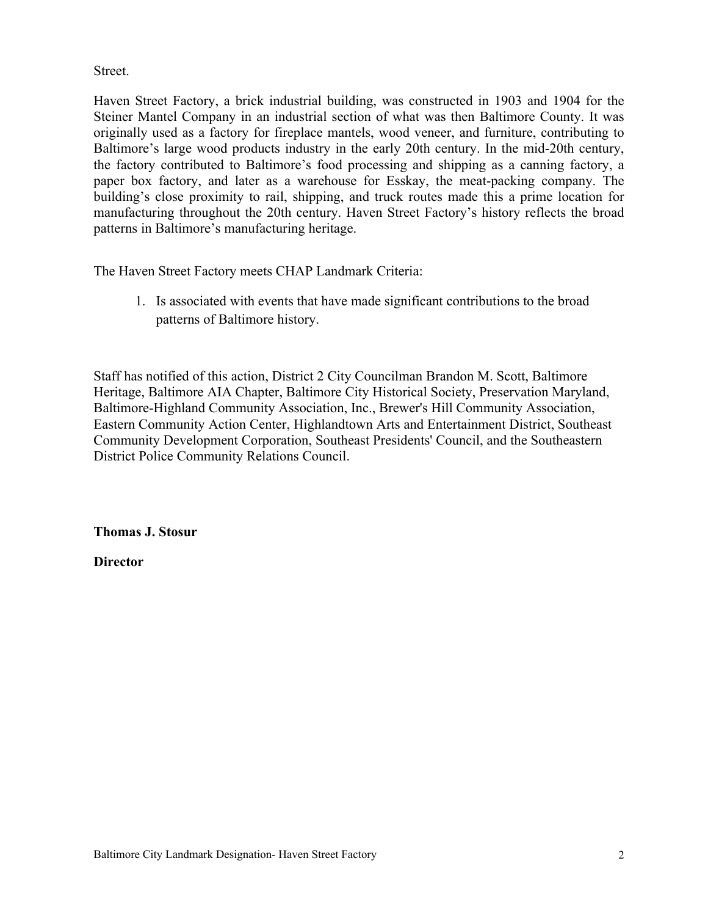Street.

Haven Street Factory, a brick industrial building, was constructed in 1903 and 1904 for the Steiner Mantel Company in an industrial section of what was then Baltimore County. It was originally used as a factory for fireplace mantels, wood veneer, and furniture, contributing to Baltimore's large wood products industry in the early 20th century. In the mid-20th century, the factory contributed to Baltimore's food processing and shipping as a canning factory, a paper box factory, and later as a warehouse for Esskay, the meat-packing company. The building's close proximity to rail, shipping, and truck routes made this a prime location for manufacturing throughout the 20th century. Haven Street Factory's history reflects the broad patterns in Baltimore's manufacturing heritage.

The Haven Street Factory meets CHAP Landmark Criteria:

1. Is associated with events that have made significant contributions to the broad patterns of Baltimore history.

Staff has notified of this action, District 2 City Councilman Brandon M. Scott, Baltimore Heritage, Baltimore AIA Chapter, Baltimore City Historical Society, Preservation Maryland, Baltimore-Highland Community Association, Inc., Brewer's Hill Community Association, Eastern Community Action Center, Highlandtown Arts and Entertainment District, Southeast Community Development Corporation, Southeast Presidents' Council, and the Southeastern District Police Community Relations Council.

**Thomas J. Stosur**

**Director**